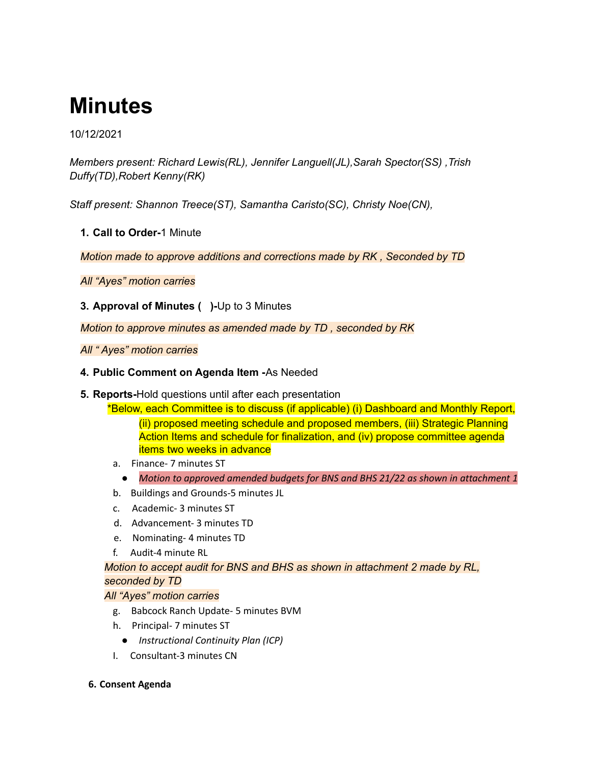// Minutes

10/12/2021

*Members present: Richard Lewis(RL), Jennifer Languell(JL),Sarah Spector(SS) ,Trish Duffy(TD),Robert Kenny(RK)*

*Staff present: Shannon Treece(ST), Samantha Caristo(SC), Christy Noe(CN),*

1. **Call to Order-**1 Minute

*Motion made to approve additions and corrections made by RK , Seconded by TD*

*All "Ayes" motion carries*

3. **Approval of Minutes (   )-**Up to 3 Minutes

*Motion to approve minutes as amended made by TD , seconded by RK*

*All " Ayes" motion carries*

4. **Public Comment on Agenda Item -**As Needed

5. **Reports-**Hold questions until after each presentation

   *Below, each Committee is to discuss (if applicable) (i) Dashboard and Monthly Report, (ii) proposed meeting schedule and proposed members, (iii) Strategic Planning Action Items and schedule for finalization, and (iv) propose committee agenda items two weeks in advance

   a. Finance- 7 minutes ST
      - *Motion to approved amended budgets for BNS and BHS 21/22 as shown in attachment 1*

   b. Buildings and Grounds-5 minutes JL

   c. Academic- 3 minutes ST

   d. Advancement- 3 minutes TD

   e. Nominating- 4 minutes TD

   f. Audit-4 minute RL

   *Motion to accept audit for BNS and BHS as shown in attachment 2 made by RL, seconded by TD*

   *All "Ayes" motion carries*

   g. Babcock Ranch Update- 5 minutes BVM

   h. Principal- 7 minutes ST
      - *Instructional Continuity Plan (ICP)*

   I. Consultant-3 minutes CN

6. **Consent Agenda**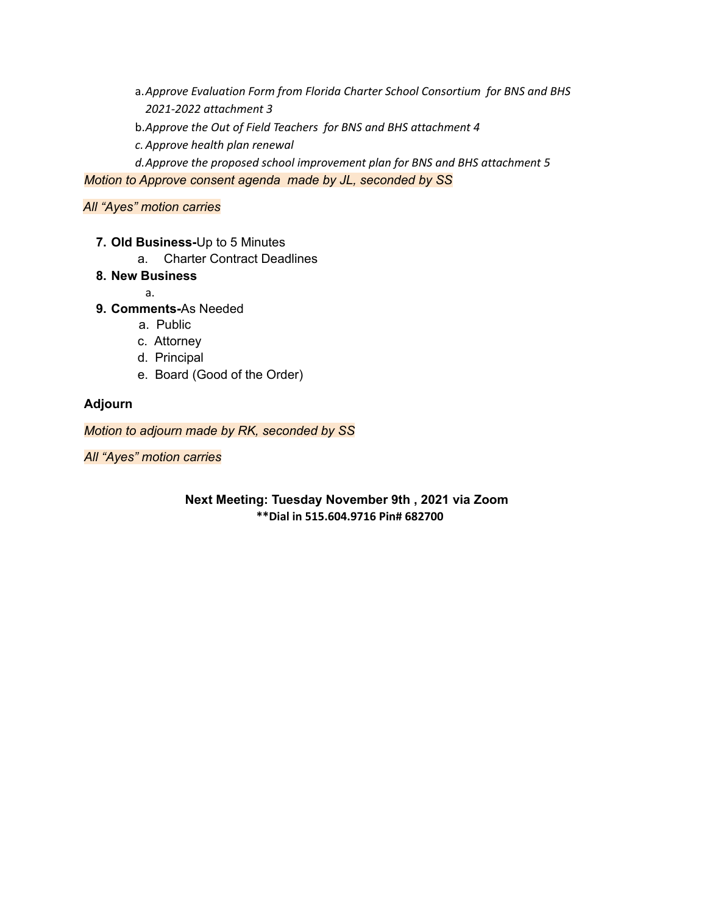a. *Approve Evaluation Form from Florida Charter School Consortium for BNS and BHS 2021-2022 attachment 3*
b. *Approve the Out of Field Teachers for BNS and BHS attachment 4*
c. *Approve health plan renewal*
d. *Approve the proposed school improvement plan for BNS and BHS attachment 5*

*Motion to Approve consent agenda made by JL, seconded by SS*

*All "Ayes" motion carries*

7. **Old Business-**Up to 5 Minutes
   a. Charter Contract Deadlines
8. **New Business**
   a.
9. **Comments-**As Needed
   a. Public
   c. Attorney
   d. Principal
   e. Board (Good of the Order)

**Adjourn**

*Motion to adjourn made by RK, seconded by SS*

*All "Ayes" motion carries*

**Next Meeting: Tuesday November 9th , 2021 via Zoom**
**\*\*Dial in 515.604.9716 Pin# 682700**